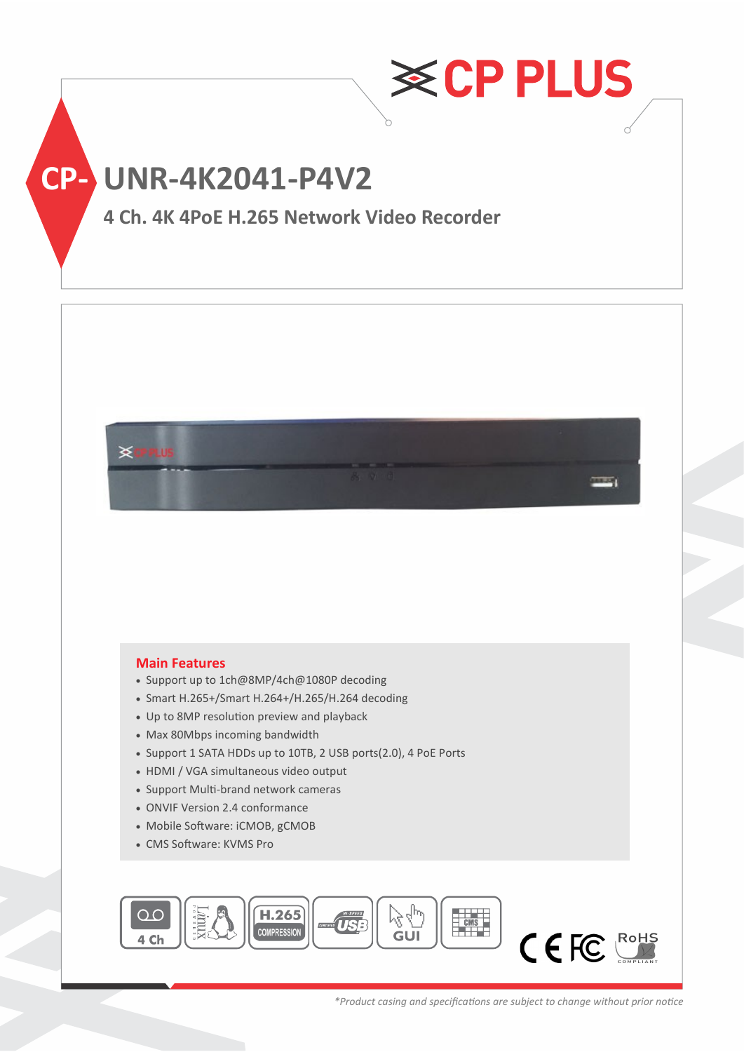# CP- UNR-4K2041-P4V2

## 4 Ch. 4K 4PoE H.265 Network Video Recorder

### Main Features

- Support up to 1ch@8MP/4ch@1080P decoding
- Smart H.265+/Smart H.264+/H.265/H.264 decoding
- Up to 8MP resolution preview and playback
- Max 80Mbps incoming bandwidth
- Support 1 SATA HDDs up to 10TB, 2 USB ports(2.0), 4 PoE Ports
- HDMI / VGA simultaneous video output
- Support Multi-brand network cameras
- ONVIF Version 2.4 conformance
- Mobile Software: iCMOB, gCMOB
- CMS Software: KVMS Pro

*\*Product casing and specifications are subject to change without prior notice*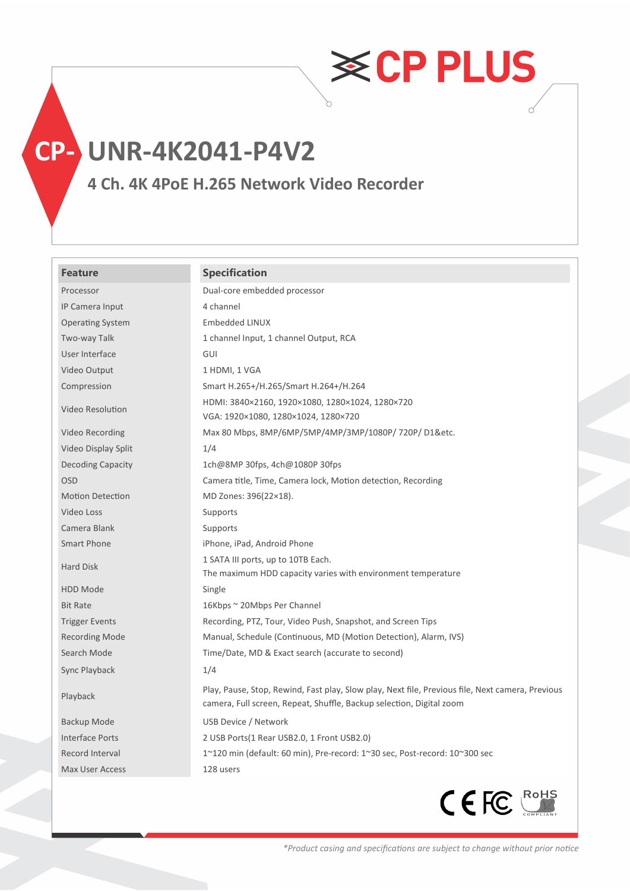# CP- UNR-4K2041-P4V2

## 4 Ch. 4K 4PoE H.265 Network Video Recorder

| Feature | Specification |
|---|---|
| Processor | Dual-core embedded processor |
| IP Camera Input | 4 channel |
| Operating System | Embedded LINUX |
| Two-way Talk | 1 channel Input, 1 channel Output, RCA |
| User Interface | GUI |
| Video Output | 1 HDMI, 1 VGA |
| Compression | Smart H.265+/H.265/Smart H.264+/H.264 |
| Video Resolution | HDMI: 3840×2160, 1920×1080, 1280×1024, 1280×720<br>VGA: 1920×1080, 1280×1024, 1280×720 |
| Video Recording | Max 80 Mbps, 8MP/6MP/5MP/4MP/3MP/1080P/ 720P/ D1&etc. |
| Video Display Split | 1/4 |
| Decoding Capacity | 1ch@8MP 30fps, 4ch@1080P 30fps |
| OSD | Camera title, Time, Camera lock, Motion detection, Recording |
| Motion Detection | MD Zones: 396(22×18). |
| Video Loss | Supports |
| Camera Blank | Supports |
| Smart Phone | iPhone, iPad, Android Phone |
| Hard Disk | 1 SATA III ports, up to 10TB Each.<br>The maximum HDD capacity varies with environment temperature |
| HDD Mode | Single |
| Bit Rate | 16Kbps ~ 20Mbps Per Channel |
| Trigger Events | Recording, PTZ, Tour, Video Push, Snapshot, and Screen Tips |
| Recording Mode | Manual, Schedule (Continuous, MD (Motion Detection), Alarm, IVS) |
| Search Mode | Time/Date, MD & Exact search (accurate to second) |
| Sync Playback | 1/4 |
| Playback | Play, Pause, Stop, Rewind, Fast play, Slow play, Next file, Previous file, Next camera, Previous camera, Full screen, Repeat, Shuffle, Backup selection, Digital zoom |
| Backup Mode | USB Device / Network |
| Interface Ports | 2 USB Ports(1 Rear USB2.0, 1 Front USB2.0) |
| Record Interval | 1~120 min (default: 60 min), Pre-record: 1~30 sec, Post-record: 10~300 sec |
| Max User Access | 128 users |

*\*Product casing and specifications are subject to change without prior notice*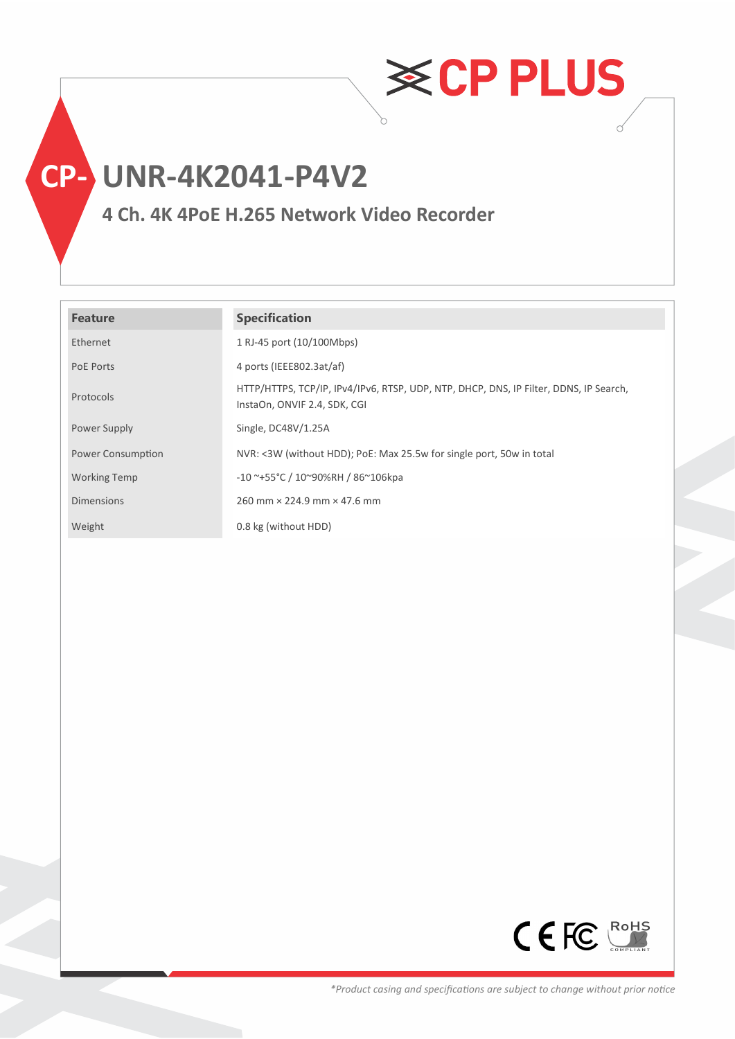# CP- UNR-4K2041-P4V2

## 4 Ch. 4K 4PoE H.265 Network Video Recorder

| Feature | Specification |
|---|---|
| Ethernet | 1 RJ-45 port (10/100Mbps) |
| PoE Ports | 4 ports (IEEE802.3at/af) |
| Protocols | HTTP/HTTPS, TCP/IP, IPv4/IPv6, RTSP, UDP, NTP, DHCP, DNS, IP Filter, DDNS, IP Search, InstaOn, ONVIF 2.4, SDK, CGI |
| Power Supply | Single, DC48V/1.25A |
| Power Consumption | NVR: <3W (without HDD); PoE: Max 25.5w for single port, 50w in total |
| Working Temp | -10 ~+55°C / 10~90%RH / 86~106kpa |
| Dimensions | 260 mm × 224.9 mm × 47.6 mm |
| Weight | 0.8 kg (without HDD) |

*\*Product casing and specifications are subject to change without prior notice*